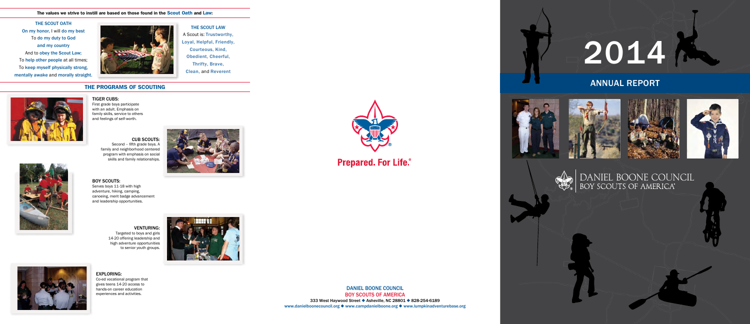**The values we strive to instill are based on those found in the Scout Oath and Law:**

**THE SCOUT OATH**

On my honor, I will do my best
To do my duty to God
and my country
And to obey the Scout Law;
To help other people at all times;
To keep myself physically strong,
mentally awake and morally straight.

**THE SCOUT LAW**

A Scout is: Trustworthy, Loyal, Helpful, Friendly, Courteous, Kind, Obedient, Cheerful, Thrifty, Brave, Clean, and Reverent

## THE PROGRAMS OF SCOUTING

**TIGER CUBS:**
First grade boys participate with an adult. Emphasis on family skills, service to others and feelings of self-worth.

**CUB SCOUTS:**
Second – fifth grade boys. A family and neighborhood centered program with emphasis on social skills and family relationships.

**BOY SCOUTS:**
Serves boys 11-18 with high adventure, hiking, camping, canoeing, merit badge advancement and leadership opportunities.

**VENTURING:**
Targeted to boys and girls 14-20 offering leadership and high adventure opportunities to senior youth groups.

**EXPLORING:**
Co-ed vocational program that gives teens 14-20 access to hands-on career education experiences and activities.

Prepared. For Life.®

DANIEL BOONE COUNCIL
BOY SCOUTS OF AMERICA
333 West Haywood Street ◆ Asheville, NC 28801 ◆ 828-254-6189
www.danielboonecouncil.org ◆ www.campdanielboone.org ◆ www.lumpkinadventurebase.org

# 2014

## ANNUAL REPORT

DANIEL BOONE COUNCIL
BOY SCOUTS OF AMERICA®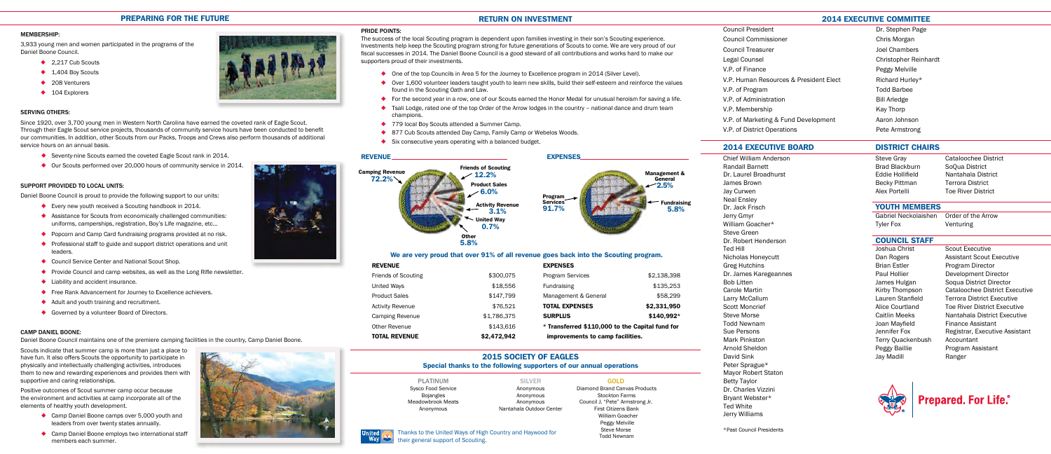## PREPARING FOR THE FUTURE

### MEMBERSHIP:

3,933 young men and women participated in the programs of the Daniel Boone Council.

- 2,217 Cub Scouts
- 1,404 Boy Scouts
- 208 Venturers
- 104 Explorers

### SERVING OTHERS:

Since 1920, over 3,700 young men in Western North Carolina have earned the coveted rank of Eagle Scout. Through their Eagle Scout service projects, thousands of community service hours have been conducted to benefit our communities. In addition, other Scouts from our Packs, Troops and Crews also perform thousands of additional service hours on an annual basis.

- Seventy-nine Scouts earned the coveted Eagle Scout rank in 2014.
- Our Scouts performed over 20,000 hours of community service in 2014.

### SUPPORT PROVIDED TO LOCAL UNITS:

Daniel Boone Council is proud to provide the following support to our units:

- Every new youth received a Scouting handbook in 2014.
- Assistance for Scouts from economically challenged communities: uniforms, camperships, registration, Boy's Life magazine, etc...
- Popcorn and Camp Card fundraising programs provided at no risk.
- Professional staff to guide and support district operations and unit leaders.
- Council Service Center and National Scout Shop.
- Provide Council and camp websites, as well as the Long Rifle newsletter.
- Liability and accident insurance.
- Free Rank Advancement for Journey to Excellence achievers.
- Adult and youth training and recruitment.
- Governed by a volunteer Board of Directors.

### CAMP DANIEL BOONE:

Daniel Boone Council maintains one of the premiere camping facilities in the country, Camp Daniel Boone.

Scouts indicate that summer camp is more than just a place to have fun. It also offers Scouts the opportunity to participate in physically and intellectually challenging activities, introduces them to new and rewarding experiences and provides them with supportive and caring relationships.

Positive outcomes of Scout summer camp occur because the environment and activities at camp incorporate all of the elements of healthy youth development.

- Camp Daniel Boone camps over 5,000 youth and leaders from over twenty states annually.
- Camp Daniel Boone employs two international staff members each summer.

## RETURN ON INVESTMENT

### PRIDE POINTS:

The success of the local Scouting program is dependent upon families investing in their son's Scouting experience. Investments help keep the Scouting program strong for future generations of Scouts to come. We are very proud of our fiscal successes in 2014. The Daniel Boone Council is a good steward of all contributions and works hard to make our supporters proud of their investments.

- One of the top Councils in Area 5 for the Journey to Excellence program in 2014 (Silver Level).
- Over 1,600 volunteer leaders taught youth to learn new skills, build their self-esteem and reinforce the values found in the Scouting Oath and Law.
- For the second year in a row, one of our Scouts earned the Honor Medal for unusual heroism for saving a life.
- Tsali Lodge, rated one of the top Order of the Arrow lodges in the country – national dance and drum team champions.
- 779 local Boy Scouts attended a Summer Camp.
- 877 Cub Scouts attended Day Camp, Family Camp or Webelos Woods.
- Six consecutive years operating with a balanced budget.

### REVENUE

Camping Revenue 72.2%
Friends of Scouting 12.2%
Product Sales 6.0%
Activity Revenue 3.1%
United Way 0.7%
Other 5.8%

### EXPENSES

Program Services 91.7%
Management & General 2.5%
Fundraising 5.8%

**We are very proud that over 91% of all revenue goes back into the Scouting program.**

| REVENUE | | EXPENSES | |
|---|---|---|---|
| Friends of Scouting | $300,075 | Program Services | $2,138,398 |
| United Ways | $18,556 | Fundraising | $135,253 |
| Product Sales | $147,799 | Management & General | $58,299 |
| Activity Revenue | $76,521 | **TOTAL EXPENSES** | **$2,331,950** |
| Camping Revenue | $1,786,375 | **SURPLUS** | **$140,992*** |
| Other Revenue | $143,616 | * Transferred $110,000 to the Capital fund for improvements to camp facilities. | |
| **TOTAL REVENUE** | **$2,472,942** | | |

## 2015 SOCIETY OF EAGLES

### Special thanks to the following supporters of our annual operations

| PLATINUM | SILVER | GOLD |
|---|---|---|
| Sysco Food Service | Anonymous | Diamond Brand Canvas Products |
| Bojangles | Anonymous | Stockton Farms |
| Meadowbrook Meats | Anonymous | Council J. "Pete" Armstrong Jr. |
| Anonymous | Nantahala Outdoor Center | First Citizens Bank |
| | | William Goacher |
| | | Peggy Melville |
| | | Steve Morse |
| | | Todd Newnam |

Thanks to the United Ways of High Country and Haywood for their general support of Scouting.

## 2014 EXECUTIVE COMMITTEE

| | |
|---|---|
| Council President | Dr. Stephen Page |
| Council Commissioner | Chris Morgan |
| Council Treasurer | Joel Chambers |
| Legal Counsel | Christopher Reinhardt |
| V.P. of Finance | Peggy Melville |
| V.P. Human Resources & President Elect | Richard Hurley* |
| V.P. of Program | Todd Barbee |
| V.P. of Administration | Bill Arledge |
| V.P. Membership | Kay Thorp |
| V.P. of Marketing & Fund Development | Aaron Johnson |
| V.P. of District Operations | Pete Armstrong |

## 2014 EXECUTIVE BOARD

Chief William Anderson
Randall Barnett
Dr. Laurel Broadhurst
James Brown
Jay Curwen
Neal Ensley
Dr. Jack Frisch
Jerry Gmyr
William Goacher*
Steve Green
Dr. Robert Henderson
Ted Hill
Nicholas Honeycutt
Greg Hutchins
Dr. James Karegeannes
Bob Litten
Carole Martin
Larry McCallum
Scott Moncrief
Steve Morse
Todd Newnam
Sue Persons
Mark Pinkston
Arnold Sheldon
David Sink
Peter Sprague*
Mayor Robert Staton
Betty Taylor
Dr. Charles Vizzini
Bryant Webster*
Ted White
Jerry Williams

*Past Council Presidents

## DISTRICT CHAIRS

| | |
|---|---|
| Steve Gray | Cataloochee District |
| Brad Blackburn | SoQua District |
| Eddie Hollifield | Nantahala District |
| Becky Pittman | Terrora District |
| Alex Portelli | Toe River District |

## YOUTH MEMBERS

| | |
|---|---|
| Gabriel Neckolaishen | Order of the Arrow |
| Tyler Fox | Venturing |

## COUNCIL STAFF

| | |
|---|---|
| Joshua Christ | Scout Executive |
| Dan Rogers | Assistant Scout Executive |
| Brian Estler | Program Director |
| Paul Hollier | Development Director |
| James Hulgan | Soqua District Director |
| Kirby Thompson | Cataloochee District Executive |
| Lauren Stanfield | Terrora District Executive |
| Alice Courtland | Toe River District Executive |
| Caitlin Meeks | Nantahala District Executive |
| Joan Mayfield | Finance Assistant |
| Jennifer Fox | Registrar, Executive Assistant |
| Terry Quackenbush | Accountant |
| Peggy Baillie | Program Assistant |
| Jay Madill | Ranger |

Prepared. For Life.®